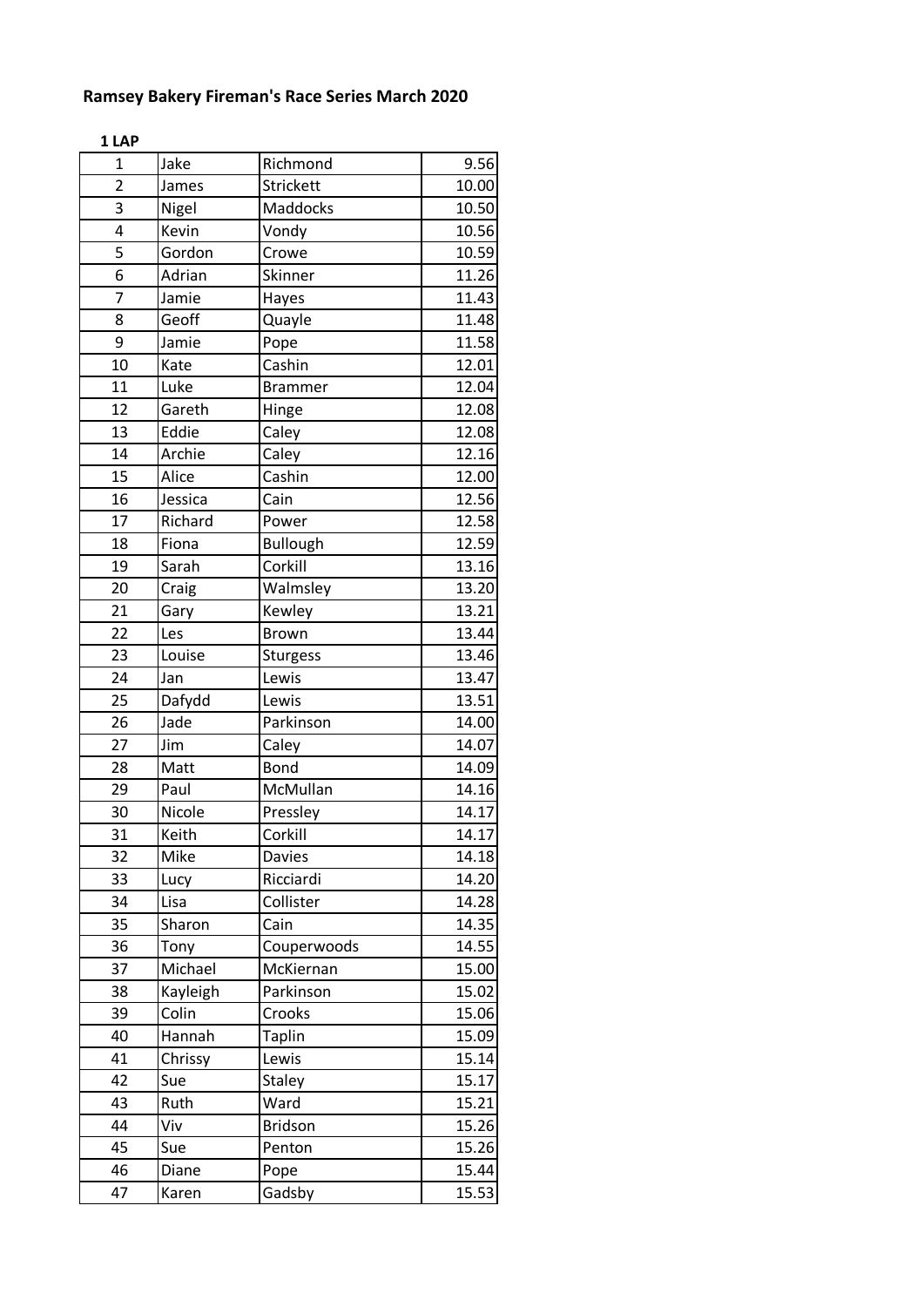# Ramsey Bakery Fireman's Race Series March 2020

**1 LAP**

| | | | |
|---|---|---|---|
| 1 | Jake | Richmond | 9.56 |
| 2 | James | Strickett | 10.00 |
| 3 | Nigel | Maddocks | 10.50 |
| 4 | Kevin | Vondy | 10.56 |
| 5 | Gordon | Crowe | 10.59 |
| 6 | Adrian | Skinner | 11.26 |
| 7 | Jamie | Hayes | 11.43 |
| 8 | Geoff | Quayle | 11.48 |
| 9 | Jamie | Pope | 11.58 |
| 10 | Kate | Cashin | 12.01 |
| 11 | Luke | Brammer | 12.04 |
| 12 | Gareth | Hinge | 12.08 |
| 13 | Eddie | Caley | 12.08 |
| 14 | Archie | Caley | 12.16 |
| 15 | Alice | Cashin | 12.00 |
| 16 | Jessica | Cain | 12.56 |
| 17 | Richard | Power | 12.58 |
| 18 | Fiona | Bullough | 12.59 |
| 19 | Sarah | Corkill | 13.16 |
| 20 | Craig | Walmsley | 13.20 |
| 21 | Gary | Kewley | 13.21 |
| 22 | Les | Brown | 13.44 |
| 23 | Louise | Sturgess | 13.46 |
| 24 | Jan | Lewis | 13.47 |
| 25 | Dafydd | Lewis | 13.51 |
| 26 | Jade | Parkinson | 14.00 |
| 27 | Jim | Caley | 14.07 |
| 28 | Matt | Bond | 14.09 |
| 29 | Paul | McMullan | 14.16 |
| 30 | Nicole | Pressley | 14.17 |
| 31 | Keith | Corkill | 14.17 |
| 32 | Mike | Davies | 14.18 |
| 33 | Lucy | Ricciardi | 14.20 |
| 34 | Lisa | Collister | 14.28 |
| 35 | Sharon | Cain | 14.35 |
| 36 | Tony | Couperwoods | 14.55 |
| 37 | Michael | McKiernan | 15.00 |
| 38 | Kayleigh | Parkinson | 15.02 |
| 39 | Colin | Crooks | 15.06 |
| 40 | Hannah | Taplin | 15.09 |
| 41 | Chrissy | Lewis | 15.14 |
| 42 | Sue | Staley | 15.17 |
| 43 | Ruth | Ward | 15.21 |
| 44 | Viv | Bridson | 15.26 |
| 45 | Sue | Penton | 15.26 |
| 46 | Diane | Pope | 15.44 |
| 47 | Karen | Gadsby | 15.53 |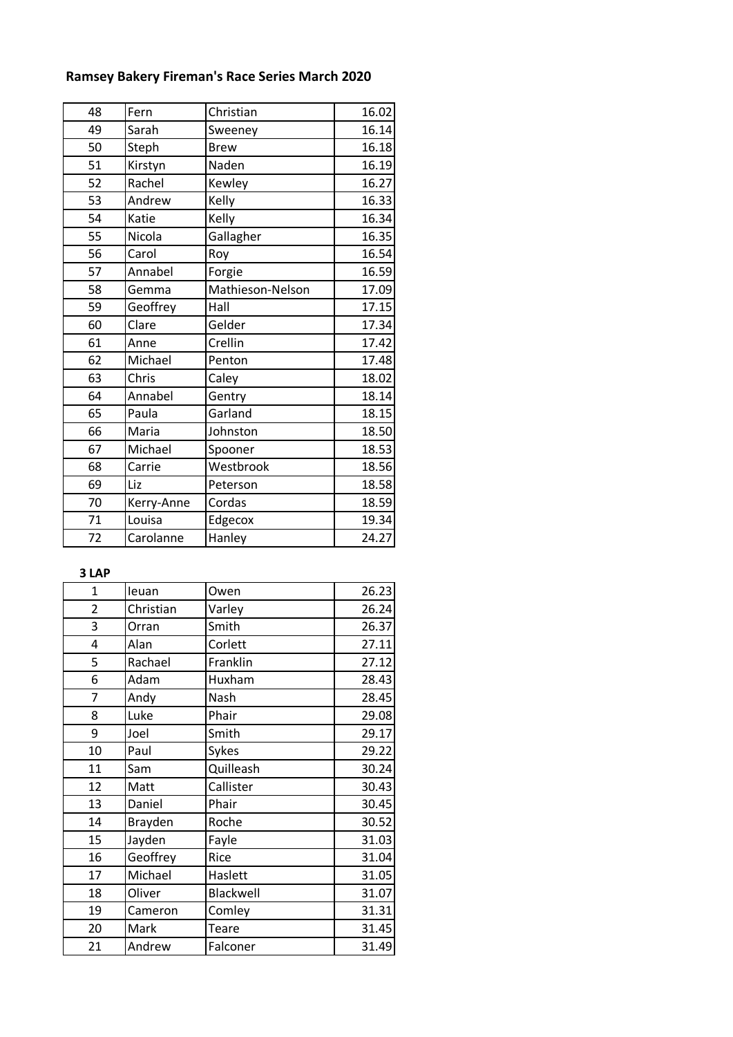**Ramsey Bakery Fireman's Race Series March 2020**

| | | | |
|---|---|---|---|
| 48 | Fern | Christian | 16.02 |
| 49 | Sarah | Sweeney | 16.14 |
| 50 | Steph | Brew | 16.18 |
| 51 | Kirstyn | Naden | 16.19 |
| 52 | Rachel | Kewley | 16.27 |
| 53 | Andrew | Kelly | 16.33 |
| 54 | Katie | Kelly | 16.34 |
| 55 | Nicola | Gallagher | 16.35 |
| 56 | Carol | Roy | 16.54 |
| 57 | Annabel | Forgie | 16.59 |
| 58 | Gemma | Mathieson-Nelson | 17.09 |
| 59 | Geoffrey | Hall | 17.15 |
| 60 | Clare | Gelder | 17.34 |
| 61 | Anne | Crellin | 17.42 |
| 62 | Michael | Penton | 17.48 |
| 63 | Chris | Caley | 18.02 |
| 64 | Annabel | Gentry | 18.14 |
| 65 | Paula | Garland | 18.15 |
| 66 | Maria | Johnston | 18.50 |
| 67 | Michael | Spooner | 18.53 |
| 68 | Carrie | Westbrook | 18.56 |
| 69 | Liz | Peterson | 18.58 |
| 70 | Kerry-Anne | Cordas | 18.59 |
| 71 | Louisa | Edgecox | 19.34 |
| 72 | Carolanne | Hanley | 24.27 |

**3 LAP**

| | | | |
|---|---|---|---|
| 1 | Ieuan | Owen | 26.23 |
| 2 | Christian | Varley | 26.24 |
| 3 | Orran | Smith | 26.37 |
| 4 | Alan | Corlett | 27.11 |
| 5 | Rachael | Franklin | 27.12 |
| 6 | Adam | Huxham | 28.43 |
| 7 | Andy | Nash | 28.45 |
| 8 | Luke | Phair | 29.08 |
| 9 | Joel | Smith | 29.17 |
| 10 | Paul | Sykes | 29.22 |
| 11 | Sam | Quilleash | 30.24 |
| 12 | Matt | Callister | 30.43 |
| 13 | Daniel | Phair | 30.45 |
| 14 | Brayden | Roche | 30.52 |
| 15 | Jayden | Fayle | 31.03 |
| 16 | Geoffrey | Rice | 31.04 |
| 17 | Michael | Haslett | 31.05 |
| 18 | Oliver | Blackwell | 31.07 |
| 19 | Cameron | Comley | 31.31 |
| 20 | Mark | Teare | 31.45 |
| 21 | Andrew | Falconer | 31.49 |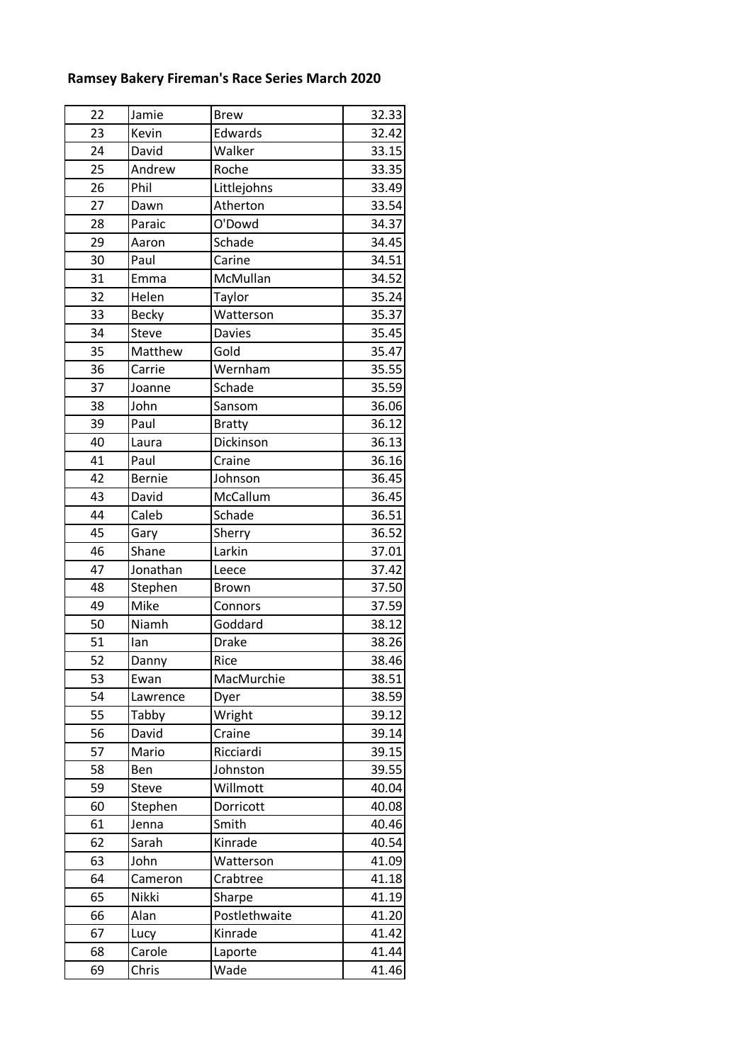**Ramsey Bakery Fireman's Race Series March 2020**

| | | | |
|---|---|---|---|
| 22 | Jamie | Brew | 32.33 |
| 23 | Kevin | Edwards | 32.42 |
| 24 | David | Walker | 33.15 |
| 25 | Andrew | Roche | 33.35 |
| 26 | Phil | Littlejohns | 33.49 |
| 27 | Dawn | Atherton | 33.54 |
| 28 | Paraic | O'Dowd | 34.37 |
| 29 | Aaron | Schade | 34.45 |
| 30 | Paul | Carine | 34.51 |
| 31 | Emma | McMullan | 34.52 |
| 32 | Helen | Taylor | 35.24 |
| 33 | Becky | Watterson | 35.37 |
| 34 | Steve | Davies | 35.45 |
| 35 | Matthew | Gold | 35.47 |
| 36 | Carrie | Wernham | 35.55 |
| 37 | Joanne | Schade | 35.59 |
| 38 | John | Sansom | 36.06 |
| 39 | Paul | Bratty | 36.12 |
| 40 | Laura | Dickinson | 36.13 |
| 41 | Paul | Craine | 36.16 |
| 42 | Bernie | Johnson | 36.45 |
| 43 | David | McCallum | 36.45 |
| 44 | Caleb | Schade | 36.51 |
| 45 | Gary | Sherry | 36.52 |
| 46 | Shane | Larkin | 37.01 |
| 47 | Jonathan | Leece | 37.42 |
| 48 | Stephen | Brown | 37.50 |
| 49 | Mike | Connors | 37.59 |
| 50 | Niamh | Goddard | 38.12 |
| 51 | Ian | Drake | 38.26 |
| 52 | Danny | Rice | 38.46 |
| 53 | Ewan | MacMurchie | 38.51 |
| 54 | Lawrence | Dyer | 38.59 |
| 55 | Tabby | Wright | 39.12 |
| 56 | David | Craine | 39.14 |
| 57 | Mario | Ricciardi | 39.15 |
| 58 | Ben | Johnston | 39.55 |
| 59 | Steve | Willmott | 40.04 |
| 60 | Stephen | Dorricott | 40.08 |
| 61 | Jenna | Smith | 40.46 |
| 62 | Sarah | Kinrade | 40.54 |
| 63 | John | Watterson | 41.09 |
| 64 | Cameron | Crabtree | 41.18 |
| 65 | Nikki | Sharpe | 41.19 |
| 66 | Alan | Postlethwaite | 41.20 |
| 67 | Lucy | Kinrade | 41.42 |
| 68 | Carole | Laporte | 41.44 |
| 69 | Chris | Wade | 41.46 |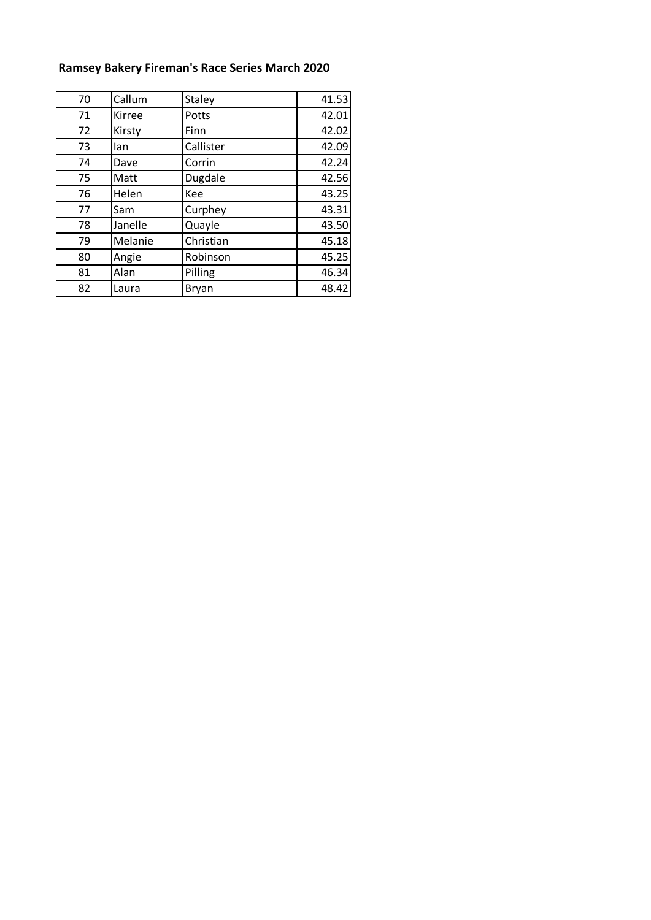**Ramsey Bakery Fireman's Race Series March 2020**

| | | | |
|---|---|---|---|
| 70 | Callum | Staley | 41.53 |
| 71 | Kirree | Potts | 42.01 |
| 72 | Kirsty | Finn | 42.02 |
| 73 | Ian | Callister | 42.09 |
| 74 | Dave | Corrin | 42.24 |
| 75 | Matt | Dugdale | 42.56 |
| 76 | Helen | Kee | 43.25 |
| 77 | Sam | Curphey | 43.31 |
| 78 | Janelle | Quayle | 43.50 |
| 79 | Melanie | Christian | 45.18 |
| 80 | Angie | Robinson | 45.25 |
| 81 | Alan | Pilling | 46.34 |
| 82 | Laura | Bryan | 48.42 |